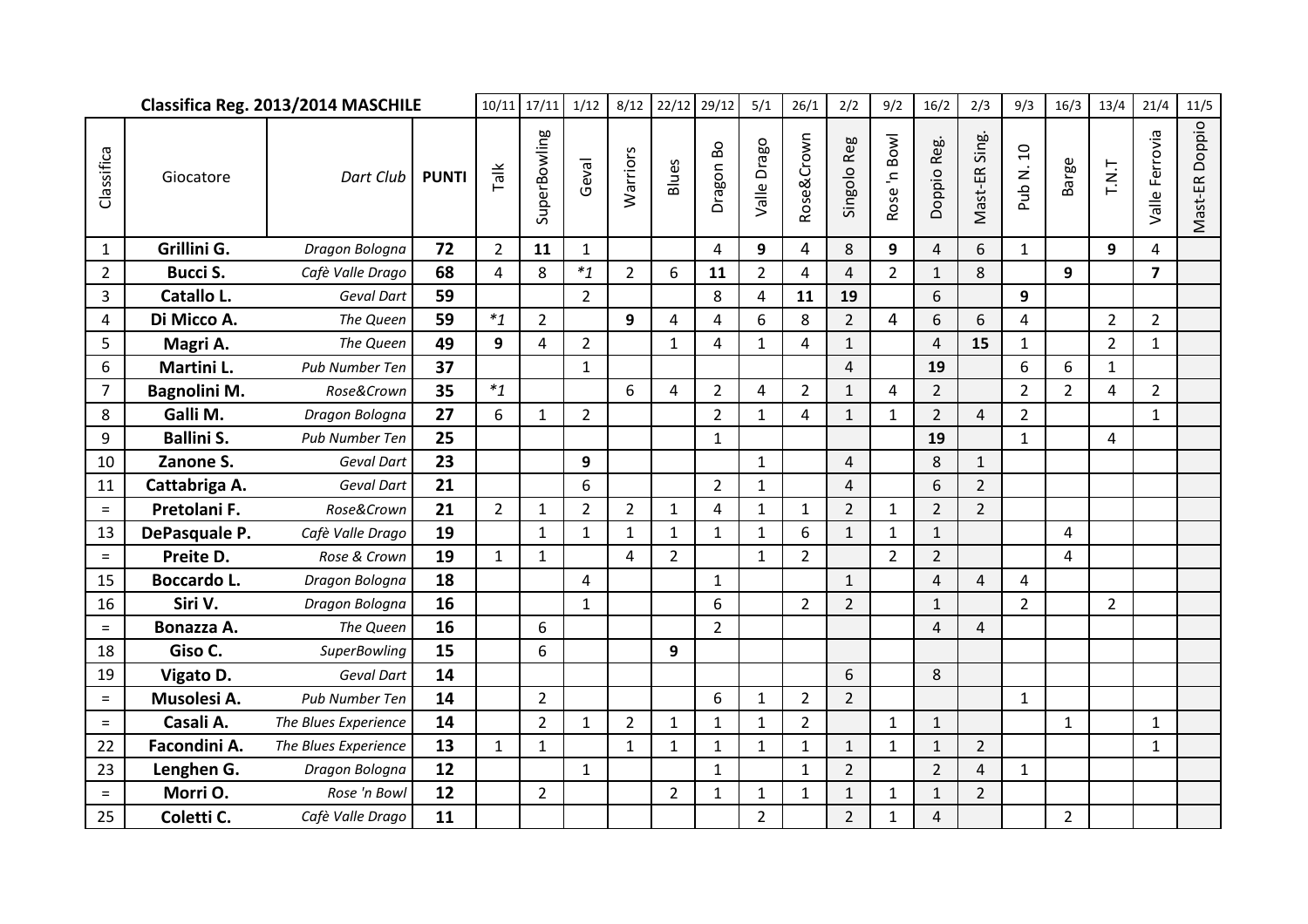| Classifica Reg. 2013/2014 MASCHILE | | | | 10/11 | 17/11 | 1/12 | 8/12 | 22/12 | 29/12 | 5/1 | 26/1 | 2/2 | 9/2 | 16/2 | 2/3 | 9/3 | 16/3 | 13/4 | 21/4 | 11/5 |
|---|---|---|---|---|---|---|---|---|---|---|---|---|---|---|---|---|---|---|---|---|
| Classifica | Giocatore | Dart Club | PUNTI | Talk | SuperBowling | Geval | Warriors | Blues | Dragon Bo | Valle Drago | Rose&Crown | Singolo Reg | Rose 'n Bowl | Doppio Reg. | Mast-ER Sing. | Pub N. 10 | Barge | T.N.T | Valle Ferrovia | Mast-ER Doppio |
| 1 | **Grillini G.** | *Dragon Bologna* | **72** | 2 | **11** | 1 | | | 4 | **9** | 4 | 8 | **9** | 4 | 6 | 1 | | **9** | 4 | |
| 2 | **Bucci S.** | *Cafè Valle Drago* | **68** | 4 | 8 | *\*1* | 2 | 6 | **11** | 2 | 4 | 4 | 2 | 1 | 8 | | **9** | | **7** | |
| 3 | **Catallo L.** | *Geval Dart* | **59** | | | 2 | | | 8 | 4 | **11** | **19** | | 6 | | **9** | | | | |
| 4 | **Di Micco A.** | *The Queen* | **59** | *\*1* | 2 | | **9** | 4 | 4 | 6 | 8 | 2 | 4 | 6 | 6 | 4 | | 2 | 2 | |
| 5 | **Magri A.** | *The Queen* | **49** | **9** | 4 | 2 | | 1 | 4 | 1 | 4 | 1 | | 4 | **15** | 1 | | 2 | 1 | |
| 6 | **Martini L.** | *Pub Number Ten* | **37** | | | 1 | | | | | | 4 | | **19** | | 6 | 6 | 1 | | |
| 7 | **Bagnolini M.** | *Rose&Crown* | **35** | *\*1* | | | 6 | 4 | 2 | 4 | 2 | 1 | 4 | 2 | | 2 | 2 | 4 | 2 | |
| 8 | **Galli M.** | *Dragon Bologna* | **27** | 6 | 1 | 2 | | | 2 | 1 | 4 | 1 | 1 | 2 | 4 | 2 | | | 1 | |
| 9 | **Ballini S.** | *Pub Number Ten* | **25** | | | | | | 1 | | | | | **19** | | 1 | | 4 | | |
| 10 | **Zanone S.** | *Geval Dart* | **23** | | | **9** | | | | 1 | | 4 | | 8 | 1 | | | | | |
| 11 | **Cattabriga A.** | *Geval Dart* | **21** | | | 6 | | | 2 | 1 | | 4 | | 6 | 2 | | | | | |
| = | **Pretolani F.** | *Rose&Crown* | **21** | 2 | 1 | 2 | 2 | 1 | 4 | 1 | 1 | 2 | 1 | 2 | 2 | | | | | |
| 13 | **DePasquale P.** | *Cafè Valle Drago* | **19** | | 1 | 1 | 1 | 1 | 1 | 1 | 6 | 1 | 1 | 1 | | | 4 | | | |
| = | **Preite D.** | *Rose & Crown* | **19** | 1 | 1 | | 4 | 2 | | 1 | 2 | | 2 | 2 | | | 4 | | | |
| 15 | **Boccardo L.** | *Dragon Bologna* | **18** | | | 4 | | | 1 | | | 1 | | 4 | 4 | 4 | | | | |
| 16 | **Siri V.** | *Dragon Bologna* | **16** | | | 1 | | | 6 | | 2 | 2 | | 1 | | 2 | | 2 | | |
| = | **Bonazza A.** | *The Queen* | **16** | | 6 | | | | 2 | | | | | 4 | 4 | | | | | |
| 18 | **Giso C.** | *SuperBowling* | **15** | | 6 | | | **9** | | | | | | | | | | | | |
| 19 | **Vigato D.** | *Geval Dart* | **14** | | | | | | | | | 6 | | 8 | | | | | | |
| = | **Musolesi A.** | *Pub Number Ten* | **14** | | 2 | | | | 6 | 1 | 2 | 2 | | | | 1 | | | | |
| = | **Casali A.** | *The Blues Experience* | **14** | | 2 | 1 | 2 | 1 | 1 | 1 | 2 | | 1 | 1 | | | 1 | | 1 | |
| 22 | **Facondini A.** | *The Blues Experience* | **13** | 1 | 1 | | 1 | 1 | 1 | 1 | 1 | 1 | 1 | 1 | 2 | | | | 1 | |
| 23 | **Lenghen G.** | *Dragon Bologna* | **12** | | | 1 | | | 1 | | 1 | 2 | | 2 | 4 | 1 | | | | |
| = | **Morri O.** | *Rose 'n Bowl* | **12** | | 2 | | | 2 | 1 | 1 | 1 | 1 | 1 | 1 | 2 | | | | | |
| 25 | **Coletti C.** | *Cafè Valle Drago* | **11** | | | | | | | 2 | | 2 | 1 | 4 | | | 2 | | | |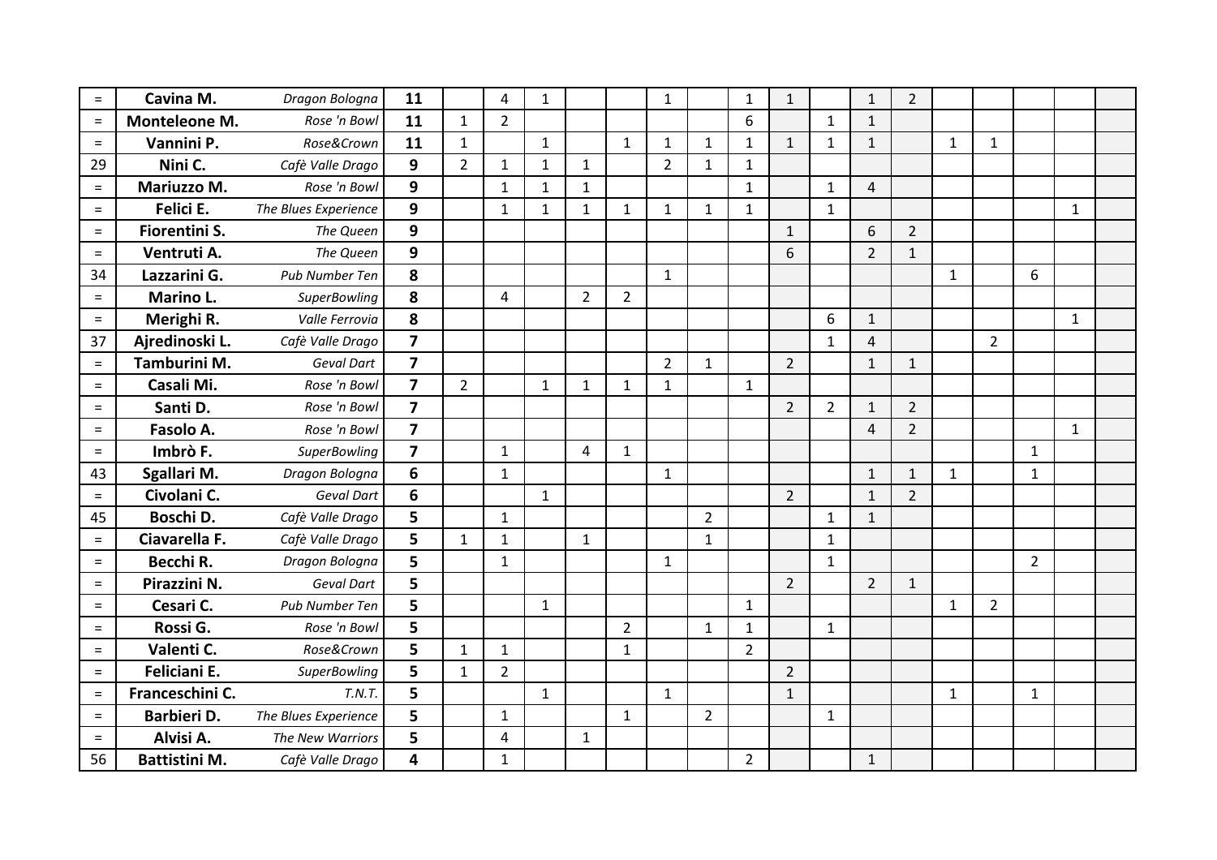| | | | | | | | | | | | | | | | | | | | | |
|---|---|---|---|---|---|---|---|---|---|---|---|---|---|---|---|---|---|---|---|---|
| = | **Cavina M.** | *Dragon Bologna* | **11** | | 4 | 1 | | | 1 | | 1 | 1 | | 1 | 2 | | | | | |
| = | **Monteleone M.** | *Rose 'n Bowl* | **11** | 1 | 2 | | | | | | 6 | | 1 | 1 | | | | | | |
| = | **Vannini P.** | *Rose&Crown* | **11** | 1 | | 1 | | 1 | 1 | 1 | 1 | 1 | 1 | 1 | | 1 | 1 | | | |
| 29 | **Nini C.** | *Cafè Valle Drago* | **9** | 2 | 1 | 1 | 1 | | 2 | 1 | 1 | | | | | | | | | |
| = | **Mariuzzo M.** | *Rose 'n Bowl* | **9** | | 1 | 1 | 1 | | | | 1 | | 1 | 4 | | | | | | |
| = | **Felici E.** | *The Blues Experience* | **9** | | 1 | 1 | 1 | 1 | 1 | 1 | 1 | | 1 | | | | | | 1 | |
| = | **Fiorentini S.** | *The Queen* | **9** | | | | | | | | | 1 | | 6 | 2 | | | | | |
| = | **Ventruti A.** | *The Queen* | **9** | | | | | | | | | 6 | | 2 | 1 | | | | | |
| 34 | **Lazzarini G.** | *Pub Number Ten* | **8** | | | | | | 1 | | | | | | | 1 | | 6 | | |
| = | **Marino L.** | *SuperBowling* | **8** | | 4 | | 2 | 2 | | | | | | | | | | | | |
| = | **Merighi R.** | *Valle Ferrovia* | **8** | | | | | | | | | | 6 | 1 | | | | | 1 | |
| 37 | **Ajredinoski L.** | *Cafè Valle Drago* | **7** | | | | | | | | | | 1 | 4 | | | 2 | | | |
| = | **Tamburini M.** | *Geval Dart* | **7** | | | | | | 2 | 1 | | 2 | | 1 | 1 | | | | | |
| = | **Casali Mi.** | *Rose 'n Bowl* | **7** | 2 | | 1 | 1 | 1 | 1 | | 1 | | | | | | | | | |
| = | **Santi D.** | *Rose 'n Bowl* | **7** | | | | | | | | | 2 | 2 | 1 | 2 | | | | | |
| = | **Fasolo A.** | *Rose 'n Bowl* | **7** | | | | | | | | | | | 4 | 2 | | | | 1 | |
| = | **Imbrò F.** | *SuperBowling* | **7** | | 1 | | 4 | 1 | | | | | | | | | | 1 | | |
| 43 | **Sgallari M.** | *Dragon Bologna* | **6** | | 1 | | | | 1 | | | | | 1 | 1 | 1 | | 1 | | |
| = | **Civolani C.** | *Geval Dart* | **6** | | | 1 | | | | | | 2 | | 1 | 2 | | | | | |
| 45 | **Boschi D.** | *Cafè Valle Drago* | **5** | | 1 | | | | | 2 | | | 1 | 1 | | | | | | |
| = | **Ciavarella F.** | *Cafè Valle Drago* | **5** | 1 | 1 | | 1 | | | 1 | | | 1 | | | | | | | |
| = | **Becchi R.** | *Dragon Bologna* | **5** | | 1 | | | | 1 | | | | 1 | | | | | 2 | | |
| = | **Pirazzini N.** | *Geval Dart* | **5** | | | | | | | | | 2 | | 2 | 1 | | | | | |
| = | **Cesari C.** | *Pub Number Ten* | **5** | | | 1 | | | | | 1 | | | | | 1 | 2 | | | |
| = | **Rossi G.** | *Rose 'n Bowl* | **5** | | | | | 2 | | 1 | 1 | | 1 | | | | | | | |
| = | **Valenti C.** | *Rose&Crown* | **5** | 1 | 1 | | | 1 | | | 2 | | | | | | | | | |
| = | **Feliciani E.** | *SuperBowling* | **5** | 1 | 2 | | | | | | | 2 | | | | | | | | |
| = | **Franceschini C.** | *T.N.T.* | **5** | | | 1 | | | 1 | | | 1 | | | | 1 | | 1 | | |
| = | **Barbieri D.** | *The Blues Experience* | **5** | | 1 | | | 1 | | 2 | | | 1 | | | | | | | |
| = | **Alvisi A.** | *The New Warriors* | **5** | | 4 | | 1 | | | | | | | | | | | | | |
| 56 | **Battistini M.** | *Cafè Valle Drago* | **4** | | 1 | | | | | | 2 | | | 1 | | | | | | |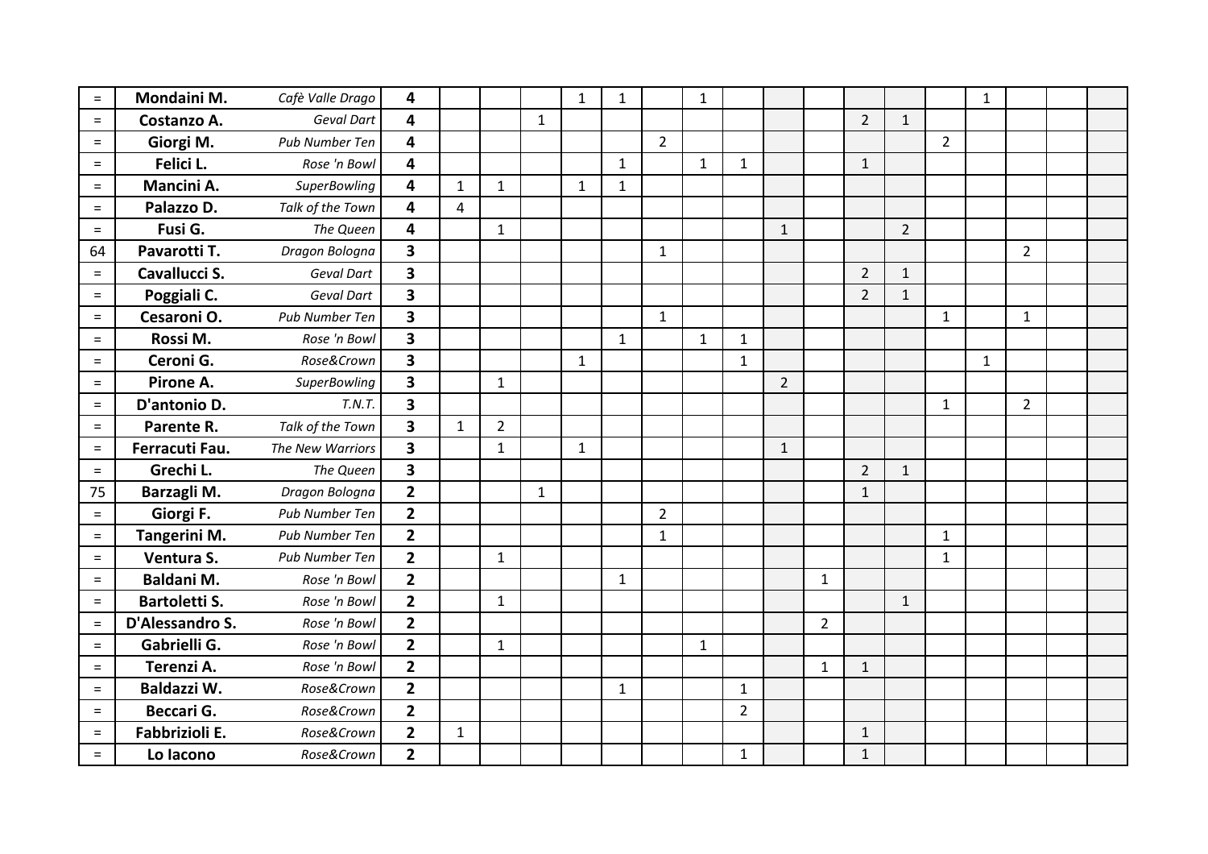| | | | | | | | | | | | | | | | | | | | | |
|---|---|---|---|---|---|---|---|---|---|---|---|---|---|---|---|---|---|---|---|---|
| = | **Mondaini M.** | *Cafè Valle Drago* | **4** | | | | 1 | 1 | | 1 | | | | | | | 1 | | | |
| = | **Costanzo A.** | *Geval Dart* | **4** | | | 1 | | | | | | | | 2 | 1 | | | | | |
| = | **Giorgi M.** | *Pub Number Ten* | **4** | | | | | | 2 | | | | | | | 2 | | | | |
| = | **Felici L.** | *Rose 'n Bowl* | **4** | | | | | 1 | | 1 | 1 | | | 1 | | | | | | |
| = | **Mancini A.** | *SuperBowling* | **4** | 1 | 1 | | 1 | 1 | | | | | | | | | | | | |
| = | **Palazzo D.** | *Talk of the Town* | **4** | 4 | | | | | | | | | | | | | | | | |
| = | **Fusi G.** | *The Queen* | **4** | | 1 | | | | | | | 1 | | | 2 | | | | | |
| 64 | **Pavarotti T.** | *Dragon Bologna* | **3** | | | | | | 1 | | | | | | | | | 2 | | |
| = | **Cavallucci S.** | *Geval Dart* | **3** | | | | | | | | | | | 2 | 1 | | | | | |
| = | **Poggiali C.** | *Geval Dart* | **3** | | | | | | | | | | | 2 | 1 | | | | | |
| = | **Cesaroni O.** | *Pub Number Ten* | **3** | | | | | | 1 | | | | | | | 1 | | 1 | | |
| = | **Rossi M.** | *Rose 'n Bowl* | **3** | | | | | 1 | | 1 | 1 | | | | | | | | | |
| = | **Ceroni G.** | *Rose&Crown* | **3** | | | | 1 | | | | 1 | | | | | | 1 | | | |
| = | **Pirone A.** | *SuperBowling* | **3** | | 1 | | | | | | | 2 | | | | | | | | |
| = | **D'antonio D.** | *T.N.T.* | **3** | | | | | | | | | | | | | 1 | | 2 | | |
| = | **Parente R.** | *Talk of the Town* | **3** | 1 | 2 | | | | | | | | | | | | | | | |
| = | **Ferracuti Fau.** | *The New Warriors* | **3** | | 1 | | 1 | | | | | 1 | | | | | | | | |
| = | **Grechi L.** | *The Queen* | **3** | | | | | | | | | | | 2 | 1 | | | | | |
| 75 | **Barzagli M.** | *Dragon Bologna* | **2** | | | 1 | | | | | | | | 1 | | | | | | |
| = | **Giorgi F.** | *Pub Number Ten* | **2** | | | | | | 2 | | | | | | | | | | | |
| = | **Tangerini M.** | *Pub Number Ten* | **2** | | | | | | 1 | | | | | | | 1 | | | | |
| = | **Ventura S.** | *Pub Number Ten* | **2** | | 1 | | | | | | | | | | | 1 | | | | |
| = | **Baldani M.** | *Rose 'n Bowl* | **2** | | | | | 1 | | | | | 1 | | | | | | | |
| = | **Bartoletti S.** | *Rose 'n Bowl* | **2** | | 1 | | | | | | | | | | 1 | | | | | |
| = | **D'Alessandro S.** | *Rose 'n Bowl* | **2** | | | | | | | | | | 2 | | | | | | | |
| = | **Gabrielli G.** | *Rose 'n Bowl* | **2** | | 1 | | | | | 1 | | | | | | | | | | |
| = | **Terenzi A.** | *Rose 'n Bowl* | **2** | | | | | | | | | | 1 | 1 | | | | | | |
| = | **Baldazzi W.** | *Rose&Crown* | **2** | | | | | 1 | | | 1 | | | | | | | | | |
| = | **Beccari G.** | *Rose&Crown* | **2** | | | | | | | | 2 | | | | | | | | | |
| = | **Fabbrizioli E.** | *Rose&Crown* | **2** | 1 | | | | | | | | | | 1 | | | | | | |
| = | **Lo Iacono** | *Rose&Crown* | **2** | | | | | | | | 1 | | | 1 | | | | | | |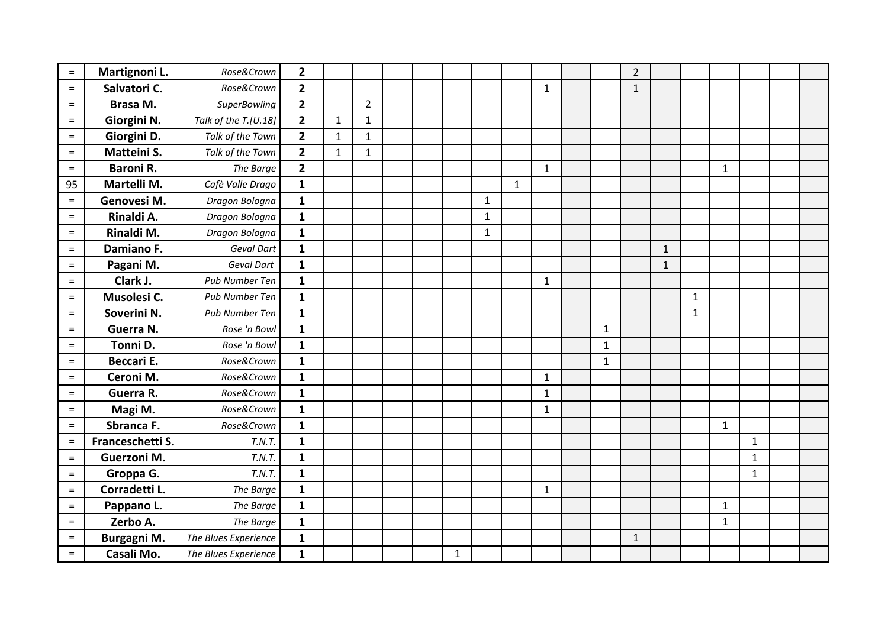| | | | | | | | | | | | | | | | | | | | | |
|---|---|---|---|---|---|---|---|---|---|---|---|---|---|---|---|---|---|---|---|---|
| = | **Martignoni L.** | *Rose&Crown* | **2** | | | | | | | | | | | 2 | | | | | | |
| = | **Salvatori C.** | *Rose&Crown* | **2** | | | | | | | | 1 | | | 1 | | | | | | |
| = | **Brasa M.** | *SuperBowling* | **2** | | 2 | | | | | | | | | | | | | | | |
| = | **Giorgini N.** | *Talk of the T.[U.18]* | **2** | 1 | 1 | | | | | | | | | | | | | | | |
| = | **Giorgini D.** | *Talk of the Town* | **2** | 1 | 1 | | | | | | | | | | | | | | | |
| = | **Matteini S.** | *Talk of the Town* | **2** | 1 | 1 | | | | | | | | | | | | | | | |
| = | **Baroni R.** | *The Barge* | **2** | | | | | | | | 1 | | | | | | 1 | | | |
| 95 | **Martelli M.** | *Cafè Valle Drago* | **1** | | | | | | | 1 | | | | | | | | | | |
| = | **Genovesi M.** | *Dragon Bologna* | **1** | | | | | | 1 | | | | | | | | | | | |
| = | **Rinaldi A.** | *Dragon Bologna* | **1** | | | | | | 1 | | | | | | | | | | | |
| = | **Rinaldi M.** | *Dragon Bologna* | **1** | | | | | | 1 | | | | | | | | | | | |
| = | **Damiano F.** | *Geval Dart* | **1** | | | | | | | | | | | | 1 | | | | | |
| = | **Pagani M.** | *Geval Dart* | **1** | | | | | | | | | | | | 1 | | | | | |
| = | **Clark J.** | *Pub Number Ten* | **1** | | | | | | | | 1 | | | | | | | | | |
| = | **Musolesi C.** | *Pub Number Ten* | **1** | | | | | | | | | | | | | 1 | | | | |
| = | **Soverini N.** | *Pub Number Ten* | **1** | | | | | | | | | | | | | 1 | | | | |
| = | **Guerra N.** | *Rose 'n Bowl* | **1** | | | | | | | | | | 1 | | | | | | | |
| = | **Tonni D.** | *Rose 'n Bowl* | **1** | | | | | | | | | | 1 | | | | | | | |
| = | **Beccari E.** | *Rose&Crown* | **1** | | | | | | | | | | 1 | | | | | | | |
| = | **Ceroni M.** | *Rose&Crown* | **1** | | | | | | | | 1 | | | | | | | | | |
| = | **Guerra R.** | *Rose&Crown* | **1** | | | | | | | | 1 | | | | | | | | | |
| = | **Magi M.** | *Rose&Crown* | **1** | | | | | | | | 1 | | | | | | | | | |
| = | **Sbranca F.** | *Rose&Crown* | **1** | | | | | | | | | | | | | | 1 | | | |
| = | **Franceschetti S.** | *T.N.T.* | **1** | | | | | | | | | | | | | | | 1 | | |
| = | **Guerzoni M.** | *T.N.T.* | **1** | | | | | | | | | | | | | | | 1 | | |
| = | **Groppa G.** | *T.N.T.* | **1** | | | | | | | | | | | | | | | 1 | | |
| = | **Corradetti L.** | *The Barge* | **1** | | | | | | | | 1 | | | | | | | | | |
| = | **Pappano L.** | *The Barge* | **1** | | | | | | | | | | | | | | 1 | | | |
| = | **Zerbo A.** | *The Barge* | **1** | | | | | | | | | | | | | | 1 | | | |
| = | **Burgagni M.** | *The Blues Experience* | **1** | | | | | | | | | | | 1 | | | | | | |
| = | **Casali Mo.** | *The Blues Experience* | **1** | | | | | 1 | | | | | | | | | | | | |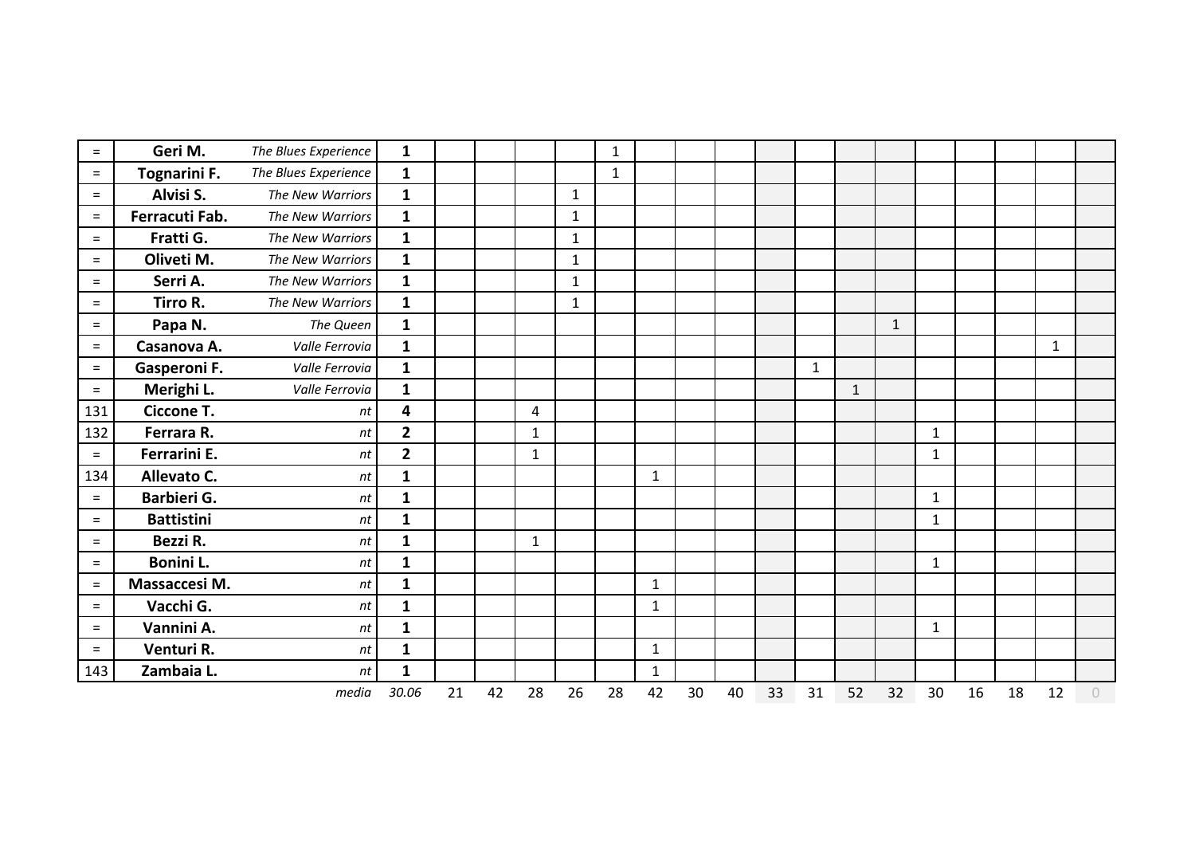| | | | | | | | | | | | | | | | | | | | | |
|---|---|---|---|---|---|---|---|---|---|---|---|---|---|---|---|---|---|---|---|---|
| = | **Geri M.** | *The Blues Experience* | **1** | | | | | 1 | | | | | | | | | | | | |
| = | **Tognarini F.** | *The Blues Experience* | **1** | | | | | 1 | | | | | | | | | | | | |
| = | **Alvisi S.** | *The New Warriors* | **1** | | | | 1 | | | | | | | | | | | | | |
| = | **Ferracuti Fab.** | *The New Warriors* | **1** | | | | 1 | | | | | | | | | | | | | |
| = | **Fratti G.** | *The New Warriors* | **1** | | | | 1 | | | | | | | | | | | | | |
| = | **Oliveti M.** | *The New Warriors* | **1** | | | | 1 | | | | | | | | | | | | | |
| = | **Serri A.** | *The New Warriors* | **1** | | | | 1 | | | | | | | | | | | | | |
| = | **Tirro R.** | *The New Warriors* | **1** | | | | 1 | | | | | | | | | | | | | |
| = | **Papa N.** | *The Queen* | **1** | | | | | | | | | | | | 1 | | | | | |
| = | **Casanova A.** | *Valle Ferrovia* | **1** | | | | | | | | | | | | | | | | 1 | |
| = | **Gasperoni F.** | *Valle Ferrovia* | **1** | | | | | | | | | | 1 | | | | | | | |
| = | **Merighi L.** | *Valle Ferrovia* | **1** | | | | | | | | | | | 1 | | | | | | |
| 131 | **Ciccone T.** | *nt* | **4** | | | 4 | | | | | | | | | | | | | | |
| 132 | **Ferrara R.** | *nt* | **2** | | | 1 | | | | | | | | | | 1 | | | | |
| = | **Ferrarini E.** | *nt* | **2** | | | 1 | | | | | | | | | | 1 | | | | |
| 134 | **Allevato C.** | *nt* | **1** | | | | | | 1 | | | | | | | | | | | |
| = | **Barbieri G.** | *nt* | **1** | | | | | | | | | | | | | 1 | | | | |
| = | **Battistini** | *nt* | **1** | | | | | | | | | | | | | 1 | | | | |
| = | **Bezzi R.** | *nt* | **1** | | | 1 | | | | | | | | | | | | | | |
| = | **Bonini L.** | *nt* | **1** | | | | | | | | | | | | | 1 | | | | |
| = | **Massaccesi M.** | *nt* | **1** | | | | | | 1 | | | | | | | | | | | |
| = | **Vacchi G.** | *nt* | **1** | | | | | | 1 | | | | | | | | | | | |
| = | **Vannini A.** | *nt* | **1** | | | | | | | | | | | | | 1 | | | | |
| = | **Venturi R.** | *nt* | **1** | | | | | | 1 | | | | | | | | | | | |
| 143 | **Zambaia L.** | *nt* | **1** | | | | | | 1 | | | | | | | | | | | |
| | | *media* | *30.06* | 21 | 42 | 28 | 26 | 28 | 42 | 30 | 40 | 33 | 31 | 52 | 32 | 30 | 16 | 18 | 12 | 0 |